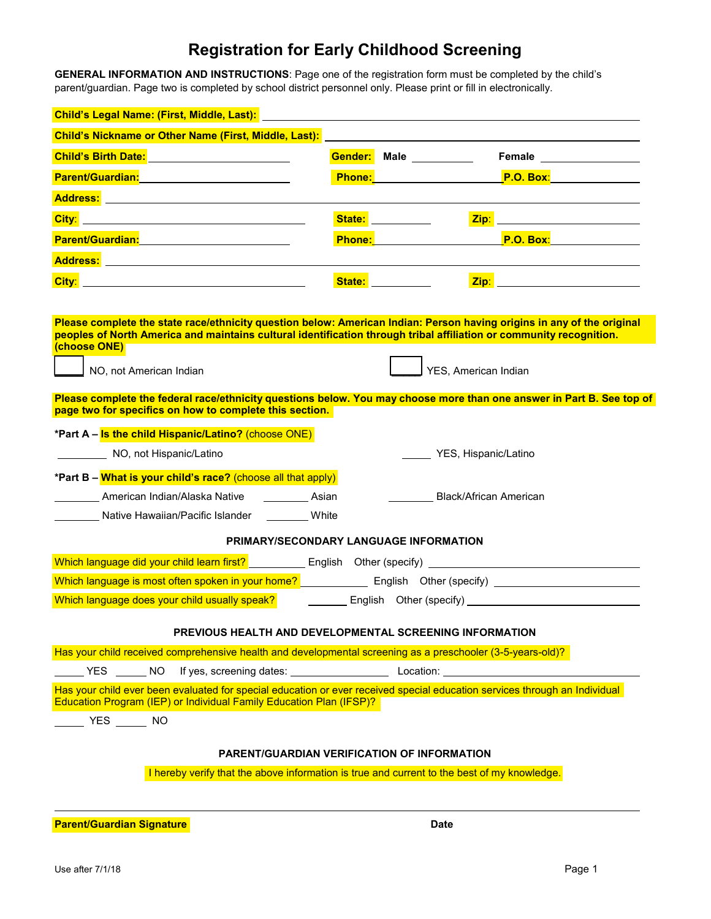# Registration for Early Childhood Screening

**GENERAL INFORMATION AND INSTRUCTIONS**: Page one of the registration form must be completed by the child's parent/guardian. Page two is completed by school district personnel only. Please print or fill in electronically.

**Child's Legal Name: (First, Middle, Last):** ______________________________

**Child's Nickname or Other Name (First, Middle, Last):** ______________________________

**Child's Birth Date:** ____________ **Gender:** **Male** ________ **Female** ________

**Parent/Guardian:** ____________ **Phone:** ____________ **P.O. Box:** ____________

**Address:** ______________________________

**City:** ____________ **State:** ________ **Zip:** ____________

**Parent/Guardian:** ____________ **Phone:** ____________ **P.O. Box:** ____________

**Address:** ______________________________

**City:** ____________ **State:** ________ **Zip:** ____________

**Please complete the state race/ethnicity question below: American Indian: Person having origins in any of the original peoples of North America and maintains cultural identification through tribal affiliation or community recognition. (choose ONE)**

☐ NO, not American Indian ☐ YES, American Indian

**Please complete the federal race/ethnicity questions below. You may choose more than one answer in Part B. See top of page two for specifics on how to complete this section.**

**\*Part A – Is the child Hispanic/Latino?** (choose ONE)

________ NO, not Hispanic/Latino ________ YES, Hispanic/Latino

**\*Part B – What is your child's race?** (choose all that apply)

________ American Indian/Alaska Native ________ Asian ________ Black/African American

________ Native Hawaiian/Pacific Islander ________ White

### PRIMARY/SECONDARY LANGUAGE INFORMATION

Which language did your child learn first? ________ English Other (specify) ______________

Which language is most often spoken in your home? ________ English Other (specify) ______________

Which language does your child usually speak? ________ English Other (specify) ______________

### PREVIOUS HEALTH AND DEVELOPMENTAL SCREENING INFORMATION

Has your child received comprehensive health and developmental screening as a preschooler (3-5-years-old)?

_____ YES _____ NO If yes, screening dates: ____________ Location: ______________

Has your child ever been evaluated for special education or ever received special education services through an Individual Education Program (IEP) or Individual Family Education Plan (IFSP)?

_____ YES _____ NO

### PARENT/GUARDIAN VERIFICATION OF INFORMATION

I hereby verify that the above information is true and current to the best of my knowledge.

______________________________________________

**Parent/Guardian Signature** **Date**

Use after 7/1/18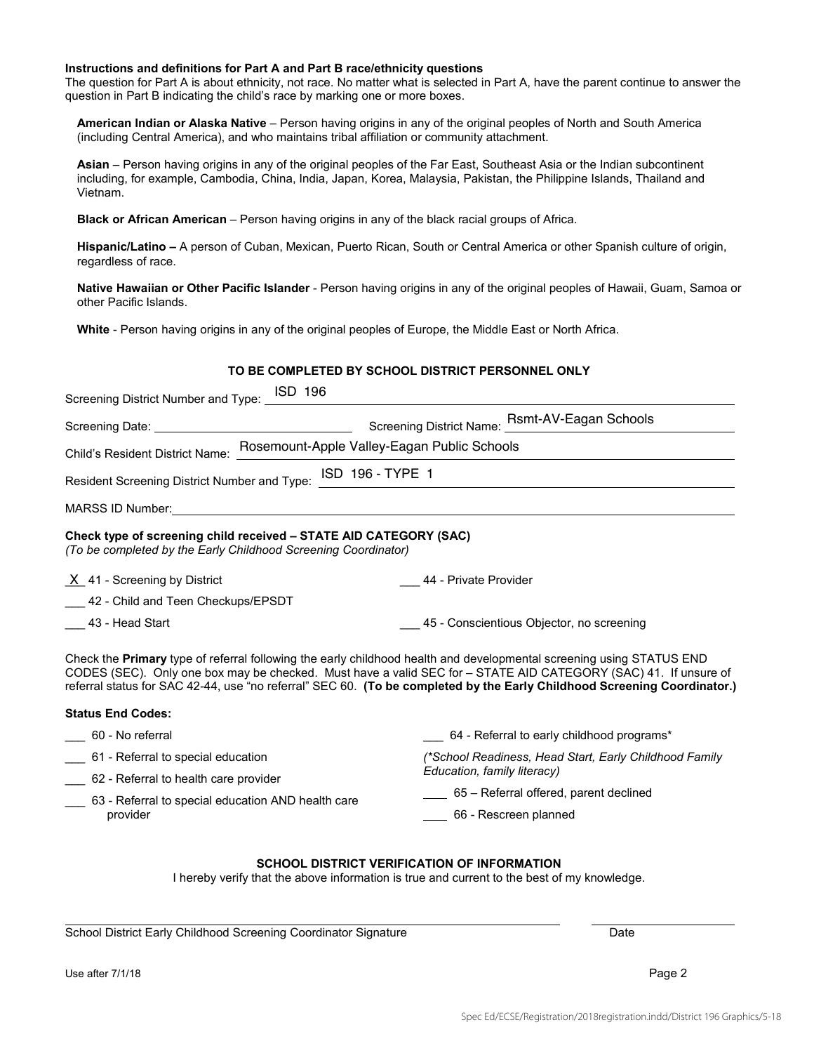**Instructions and definitions for Part A and Part B race/ethnicity questions**
The question for Part A is about ethnicity, not race. No matter what is selected in Part A, have the parent continue to answer the question in Part B indicating the child's race by marking one or more boxes.

**American Indian or Alaska Native** – Person having origins in any of the original peoples of North and South America (including Central America), and who maintains tribal affiliation or community attachment.

**Asian** – Person having origins in any of the original peoples of the Far East, Southeast Asia or the Indian subcontinent including, for example, Cambodia, China, India, Japan, Korea, Malaysia, Pakistan, the Philippine Islands, Thailand and Vietnam.

**Black or African American** – Person having origins in any of the black racial groups of Africa.

**Hispanic/Latino –** A person of Cuban, Mexican, Puerto Rican, South or Central America or other Spanish culture of origin, regardless of race.

**Native Hawaiian or Other Pacific Islander** - Person having origins in any of the original peoples of Hawaii, Guam, Samoa or other Pacific Islands.

**White** - Person having origins in any of the original peoples of Europe, the Middle East or North Africa.

**TO BE COMPLETED BY SCHOOL DISTRICT PERSONNEL ONLY**

Screening District Number and Type: ISD 196

Screening Date: ______________ Screening District Name: Rsmt-AV-Eagan Schools

Child's Resident District Name: Rosemount-Apple Valley-Eagan Public Schools

Resident Screening District Number and Type: ISD 196 - TYPE 1

MARSS ID Number: ______________

**Check type of screening child received – STATE AID CATEGORY (SAC)**
*(To be completed by the Early Childhood Screening Coordinator)*

_X_ 41 - Screening by District
___ 42 - Child and Teen Checkups/EPSDT
___ 43 - Head Start
___ 44 - Private Provider
___ 45 - Conscientious Objector, no screening

Check the **Primary** type of referral following the early childhood health and developmental screening using STATUS END CODES (SEC). Only one box may be checked. Must have a valid SEC for – STATE AID CATEGORY (SAC) 41. If unsure of referral status for SAC 42-44, use "no referral" SEC 60. **(To be completed by the Early Childhood Screening Coordinator.)**

**Status End Codes:**

___ 60 - No referral
___ 61 - Referral to special education
___ 62 - Referral to health care provider
___ 63 - Referral to special education AND health care provider
___ 64 - Referral to early childhood programs*
*(\*School Readiness, Head Start, Early Childhood Family Education, family literacy)*
___ 65 – Referral offered, parent declined
___ 66 - Rescreen planned

**SCHOOL DISTRICT VERIFICATION OF INFORMATION**
I hereby verify that the above information is true and current to the best of my knowledge.

______________________________ ______________
School District Early Childhood Screening Coordinator Signature Date

Use after 7/1/18

Spec Ed/ECSE/Registration/2018registration.indd/District 196 Graphics/5-18